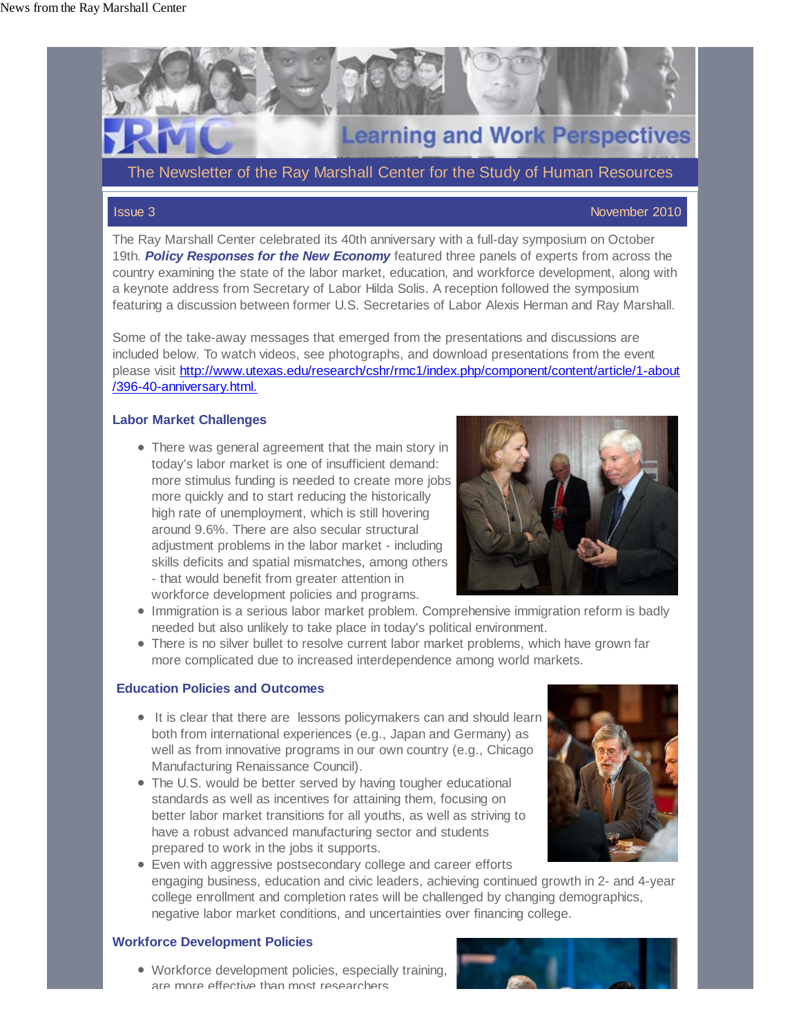News from the Ray Marshall Center

# Learning and Work Perspectives

## The Newsletter of the Ray Marshall Center for the Study of Human Resources

Issue 3 — November 2010

The Ray Marshall Center celebrated its 40th anniversary with a full-day symposium on October 19th. ***Policy Responses for the New Economy*** featured three panels of experts from across the country examining the state of the labor market, education, and workforce development, along with a keynote address from Secretary of Labor Hilda Solis. A reception followed the symposium featuring a discussion between former U.S. Secretaries of Labor Alexis Herman and Ray Marshall.

Some of the take-away messages that emerged from the presentations and discussions are included below. To watch videos, see photographs, and download presentations from the event please visit http://www.utexas.edu/research/cshr/rmc1/index.php/component/content/article/1-about/396-40-anniversary.html.

### Labor Market Challenges

- There was general agreement that the main story in today's labor market is one of insufficient demand: more stimulus funding is needed to create more jobs more quickly and to start reducing the historically high rate of unemployment, which is still hovering around 9.6%. There are also secular structural adjustment problems in the labor market - including skills deficits and spatial mismatches, among others - that would benefit from greater attention in workforce development policies and programs.
- Immigration is a serious labor market problem. Comprehensive immigration reform is badly needed but also unlikely to take place in today's political environment.
- There is no silver bullet to resolve current labor market problems, which have grown far more complicated due to increased interdependence among world markets.

### Education Policies and Outcomes

- It is clear that there are lessons policymakers can and should learn both from international experiences (e.g., Japan and Germany) as well as from innovative programs in our own country (e.g., Chicago Manufacturing Renaissance Council).
- The U.S. would be better served by having tougher educational standards as well as incentives for attaining them, focusing on better labor market transitions for all youths, as well as striving to have a robust advanced manufacturing sector and students prepared to work in the jobs it supports.
- Even with aggressive postsecondary college and career efforts engaging business, education and civic leaders, achieving continued growth in 2- and 4-year college enrollment and completion rates will be challenged by changing demographics, negative labor market conditions, and uncertainties over financing college.

### Workforce Development Policies

- Workforce development policies, especially training, are more effective than most researchers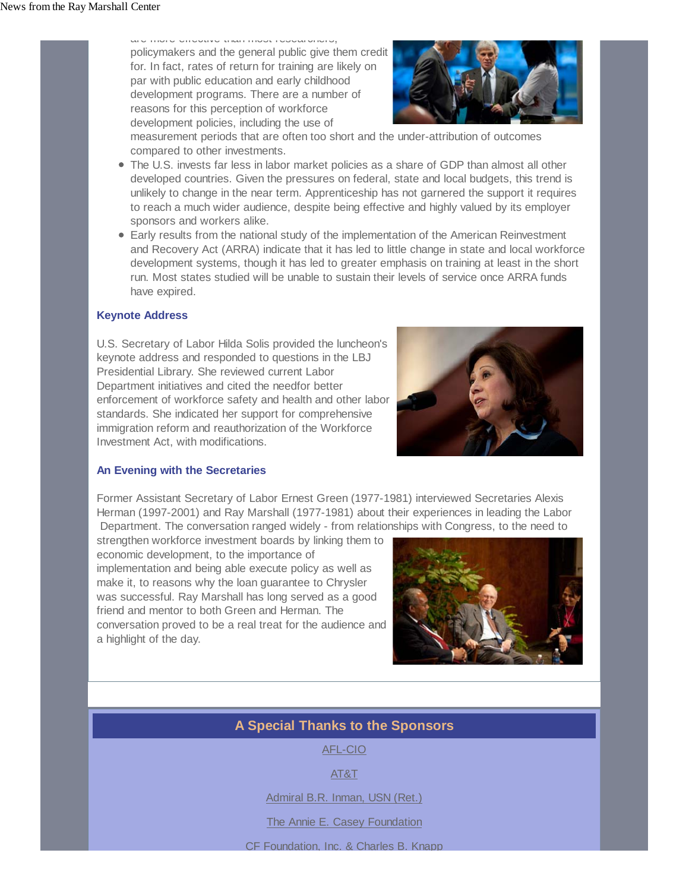are more effective than most researchers, policymakers and the general public give them credit for. In fact, rates of return for training are likely on par with public education and early childhood development programs. There are a number of reasons for this perception of workforce development policies, including the use of measurement periods that are often too short and the under-attribution of outcomes compared to other investments.

- The U.S. invests far less in labor market policies as a share of GDP than almost all other developed countries. Given the pressures on federal, state and local budgets, this trend is unlikely to change in the near term. Apprenticeship has not garnered the support it requires to reach a much wider audience, despite being effective and highly valued by its employer sponsors and workers alike.
- Early results from the national study of the implementation of the American Reinvestment and Recovery Act (ARRA) indicate that it has led to little change in state and local workforce development systems, though it has led to greater emphasis on training at least in the short run. Most states studied will be unable to sustain their levels of service once ARRA funds have expired.

### Keynote Address

U.S. Secretary of Labor Hilda Solis provided the luncheon's keynote address and responded to questions in the LBJ Presidential Library. She reviewed current Labor Department initiatives and cited the needfor better enforcement of workforce safety and health and other labor standards. She indicated her support for comprehensive immigration reform and reauthorization of the Workforce Investment Act, with modifications.

### An Evening with the Secretaries

Former Assistant Secretary of Labor Ernest Green (1977-1981) interviewed Secretaries Alexis Herman (1997-2001) and Ray Marshall (1977-1981) about their experiences in leading the Labor Department. The conversation ranged widely - from relationships with Congress, to the need to strengthen workforce investment boards by linking them to economic development, to the importance of implementation and being able execute policy as well as make it, to reasons why the loan guarantee to Chrysler was successful. Ray Marshall has long served as a good friend and mentor to both Green and Herman. The conversation proved to be a real treat for the audience and a highlight of the day.

## A Special Thanks to the Sponsors

AFL-CIO

AT&T

Admiral B.R. Inman, USN (Ret.)

The Annie E. Casey Foundation

CF Foundation, Inc. & Charles B. Knapp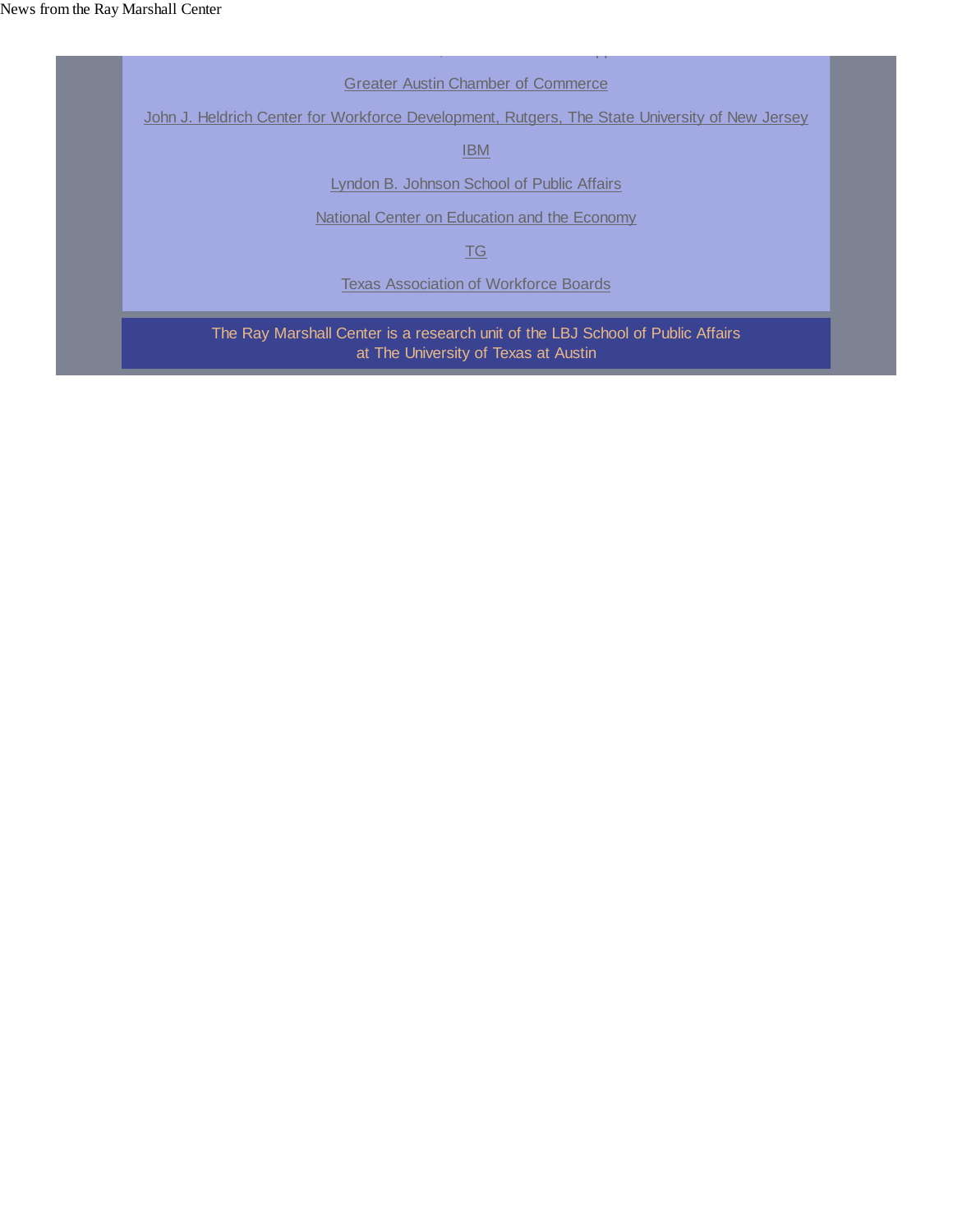Greater Austin Chamber of Commerce

John J. Heldrich Center for Workforce Development, Rutgers, The State University of New Jersey

IBM

Lyndon B. Johnson School of Public Affairs

National Center on Education and the Economy

TG

Texas Association of Workforce Boards

The Ray Marshall Center is a research unit of the LBJ School of Public Affairs
at The University of Texas at Austin